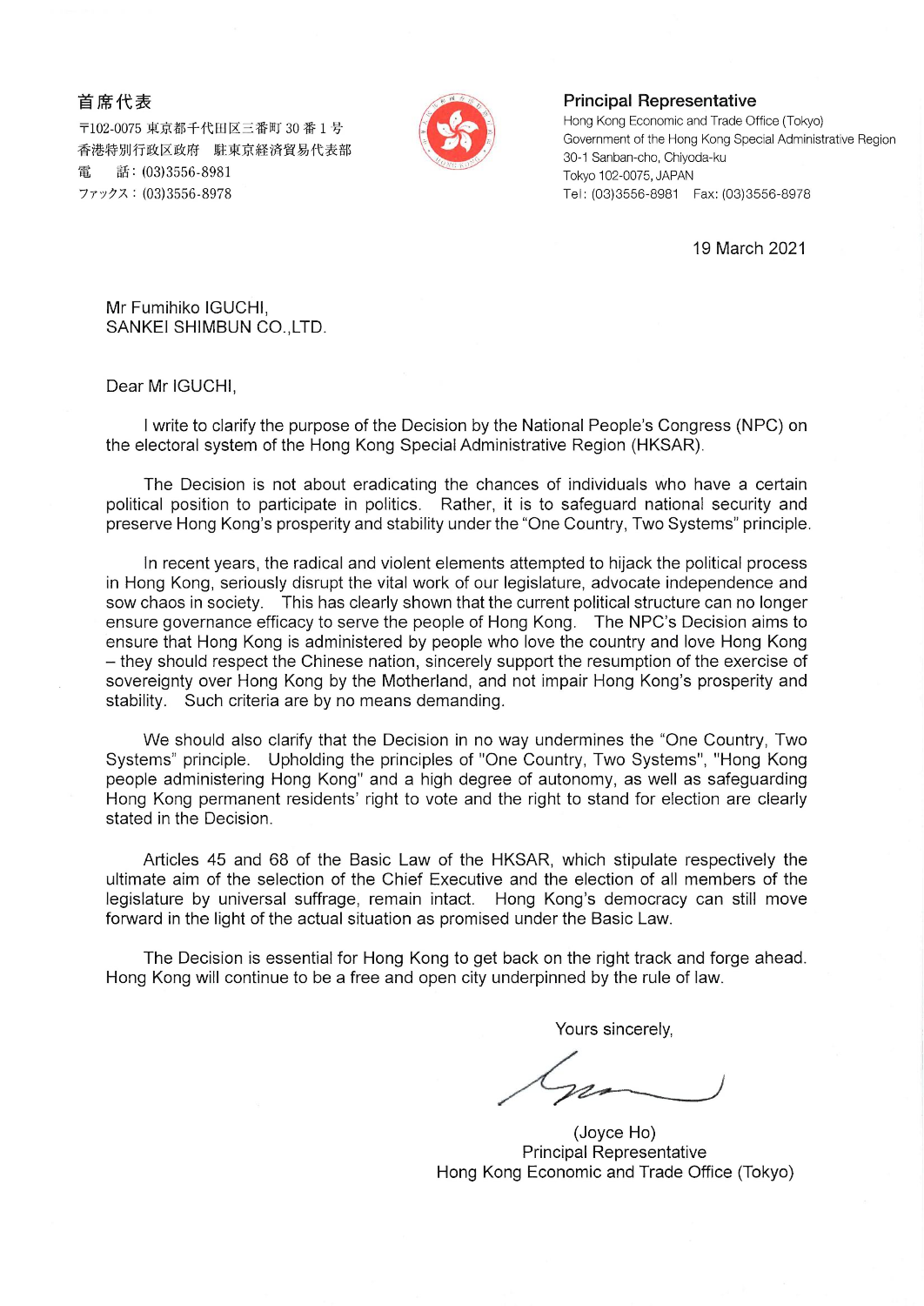首席代表
〒102-0075 東京都千代田区三番町 30 番 1 号
香港特別行政区政府　駐東京経済貿易代表部
電　話：(03)3556-8981
ファックス：(03)3556-8978

**Principal Representative**
Hong Kong Economic and Trade Office (Tokyo)
Government of the Hong Kong Special Administrative Region
30-1 Sanban-cho, Chiyoda-ku
Tokyo 102-0075, JAPAN
Tel: (03)3556-8981　Fax: (03)3556-8978

19 March 2021

Mr Fumihiko IGUCHI,
SANKEI SHIMBUN CO.,LTD.

Dear Mr IGUCHI,

I write to clarify the purpose of the Decision by the National People's Congress (NPC) on the electoral system of the Hong Kong Special Administrative Region (HKSAR).

The Decision is not about eradicating the chances of individuals who have a certain political position to participate in politics. Rather, it is to safeguard national security and preserve Hong Kong's prosperity and stability under the "One Country, Two Systems" principle.

In recent years, the radical and violent elements attempted to hijack the political process in Hong Kong, seriously disrupt the vital work of our legislature, advocate independence and sow chaos in society. This has clearly shown that the current political structure can no longer ensure governance efficacy to serve the people of Hong Kong. The NPC's Decision aims to ensure that Hong Kong is administered by people who love the country and love Hong Kong – they should respect the Chinese nation, sincerely support the resumption of the exercise of sovereignty over Hong Kong by the Motherland, and not impair Hong Kong's prosperity and stability. Such criteria are by no means demanding.

We should also clarify that the Decision in no way undermines the "One Country, Two Systems" principle. Upholding the principles of "One Country, Two Systems", "Hong Kong people administering Hong Kong" and a high degree of autonomy, as well as safeguarding Hong Kong permanent residents' right to vote and the right to stand for election are clearly stated in the Decision.

Articles 45 and 68 of the Basic Law of the HKSAR, which stipulate respectively the ultimate aim of the selection of the Chief Executive and the election of all members of the legislature by universal suffrage, remain intact. Hong Kong's democracy can still move forward in the light of the actual situation as promised under the Basic Law.

The Decision is essential for Hong Kong to get back on the right track and forge ahead. Hong Kong will continue to be a free and open city underpinned by the rule of law.

Yours sincerely,

(Joyce Ho)
Principal Representative
Hong Kong Economic and Trade Office (Tokyo)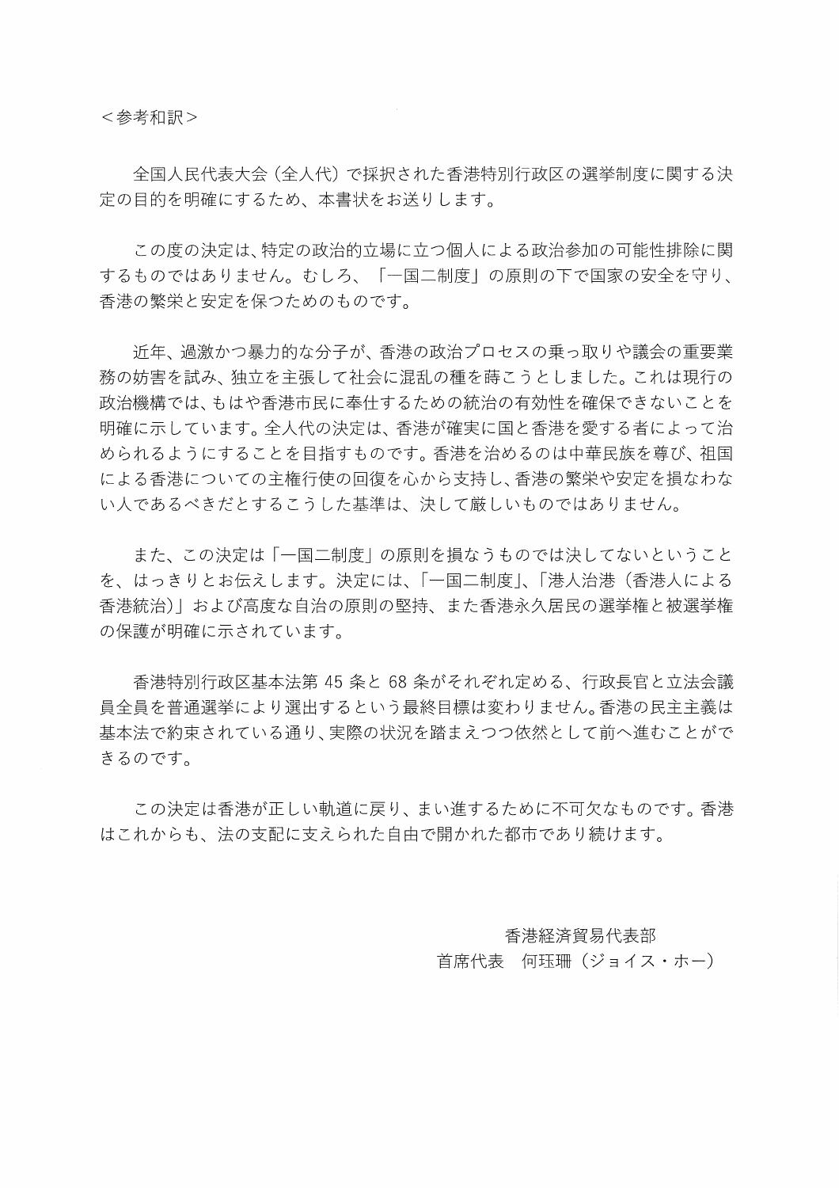＜参考和訳＞

全国人民代表大会（全人代）で採択された香港特別行政区の選挙制度に関する決定の目的を明確にするため、本書状をお送りします。

この度の決定は、特定の政治的立場に立つ個人による政治参加の可能性排除に関するものではありません。むしろ、「一国二制度」の原則の下で国家の安全を守り、香港の繁栄と安定を保つためのものです。

近年、過激かつ暴力的な分子が、香港の政治プロセスの乗っ取りや議会の重要業務の妨害を試み、独立を主張して社会に混乱の種を蒔こうとしました。これは現行の政治機構では、もはや香港市民に奉仕するための統治の有効性を確保できないことを明確に示しています。全人代の決定は、香港が確実に国と香港を愛する者によって治められるようにすることを目指すものです。香港を治めるのは中華民族を尊び、祖国による香港についての主権行使の回復を心から支持し、香港の繁栄や安定を損なわない人であるべきだとするこうした基準は、決して厳しいものではありません。

また、この決定は「一国二制度」の原則を損なうものでは決してないということを、はっきりとお伝えします。決定には、「一国二制度」、「港人治港（香港人による香港統治）」および高度な自治の原則の堅持、また香港永久居民の選挙権と被選挙権の保護が明確に示されています。

香港特別行政区基本法第 45 条と 68 条がそれぞれ定める、行政長官と立法会議員全員を普通選挙により選出するという最終目標は変わりません。香港の民主主義は基本法で約束されている通り、実際の状況を踏まえつつ依然として前へ進むことができるのです。

この決定は香港が正しい軌道に戻り、まい進するために不可欠なものです。香港はこれからも、法の支配に支えられた自由で開かれた都市であり続けます。

香港経済貿易代表部
首席代表　何珏珊（ジョイス・ホー）